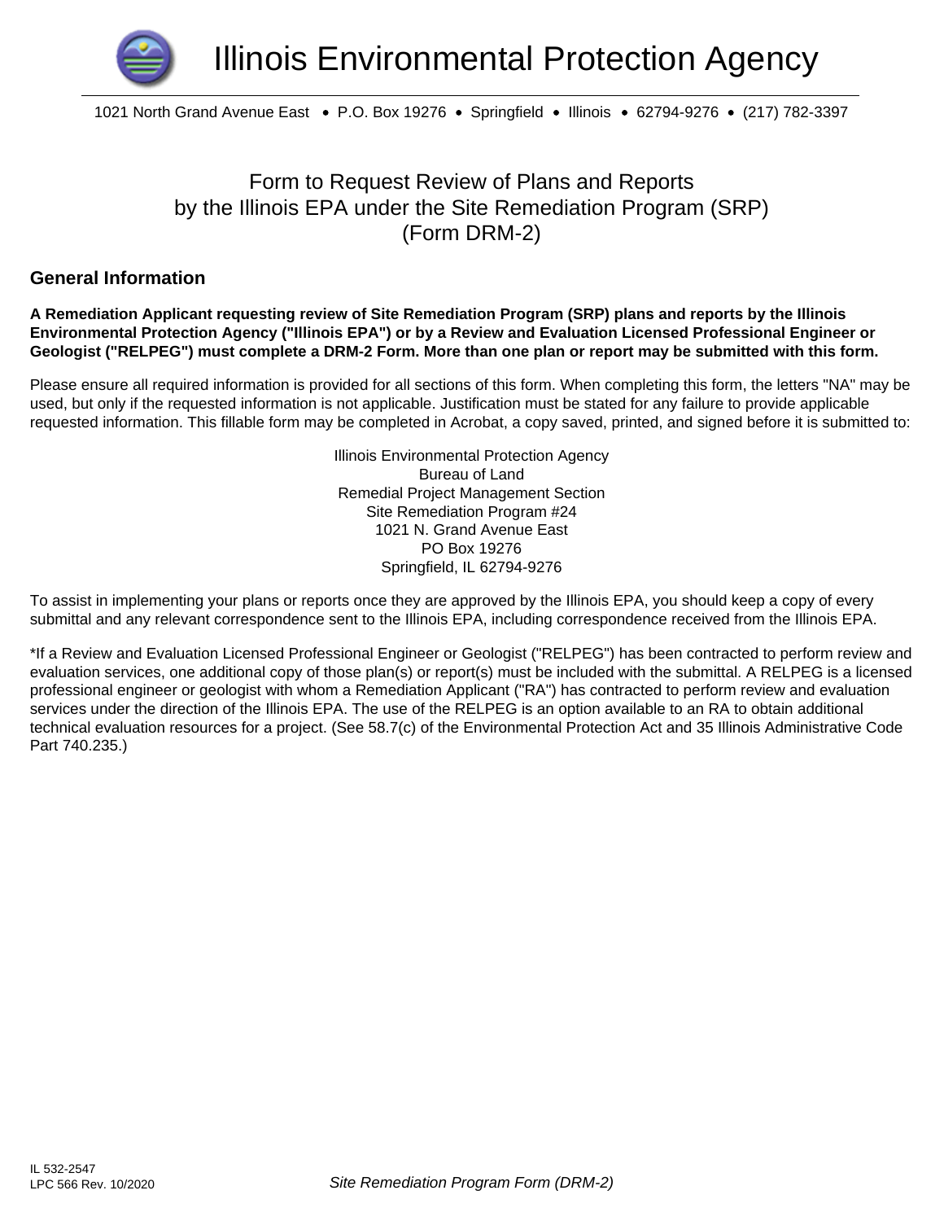# Illinois Environmental Protection Agency

1021 North Grand Avenue East • P.O. Box 19276 • Springfield • Illinois • 62794-9276 • (217) 782-3397

## Form to Request Review of Plans and Reports by the Illinois EPA under the Site Remediation Program (SRP) (Form DRM-2)

### General Information

**A Remediation Applicant requesting review of Site Remediation Program (SRP) plans and reports by the Illinois Environmental Protection Agency ("Illinois EPA") or by a Review and Evaluation Licensed Professional Engineer or Geologist ("RELPEG") must complete a DRM-2 Form. More than one plan or report may be submitted with this form.**

Please ensure all required information is provided for all sections of this form. When completing this form, the letters "NA" may be used, but only if the requested information is not applicable. Justification must be stated for any failure to provide applicable requested information. This fillable form may be completed in Acrobat, a copy saved, printed, and signed before it is submitted to:

Illinois Environmental Protection Agency
Bureau of Land
Remedial Project Management Section
Site Remediation Program #24
1021 N. Grand Avenue East
PO Box 19276
Springfield, IL 62794-9276

To assist in implementing your plans or reports once they are approved by the Illinois EPA, you should keep a copy of every submittal and any relevant correspondence sent to the Illinois EPA, including correspondence received from the Illinois EPA.

*If a Review and Evaluation Licensed Professional Engineer or Geologist ("RELPEG") has been contracted to perform review and evaluation services, one additional copy of those plan(s) or report(s) must be included with the submittal. A RELPEG is a licensed professional engineer or geologist with whom a Remediation Applicant ("RA") has contracted to perform review and evaluation services under the direction of the Illinois EPA. The use of the RELPEG is an option available to an RA to obtain additional technical evaluation resources for a project. (See 58.7(c) of the Environmental Protection Act and 35 Illinois Administrative Code Part 740.235.)

IL 532-2547
LPC 566 Rev. 10/2020

*Site Remediation Program Form (DRM-2)*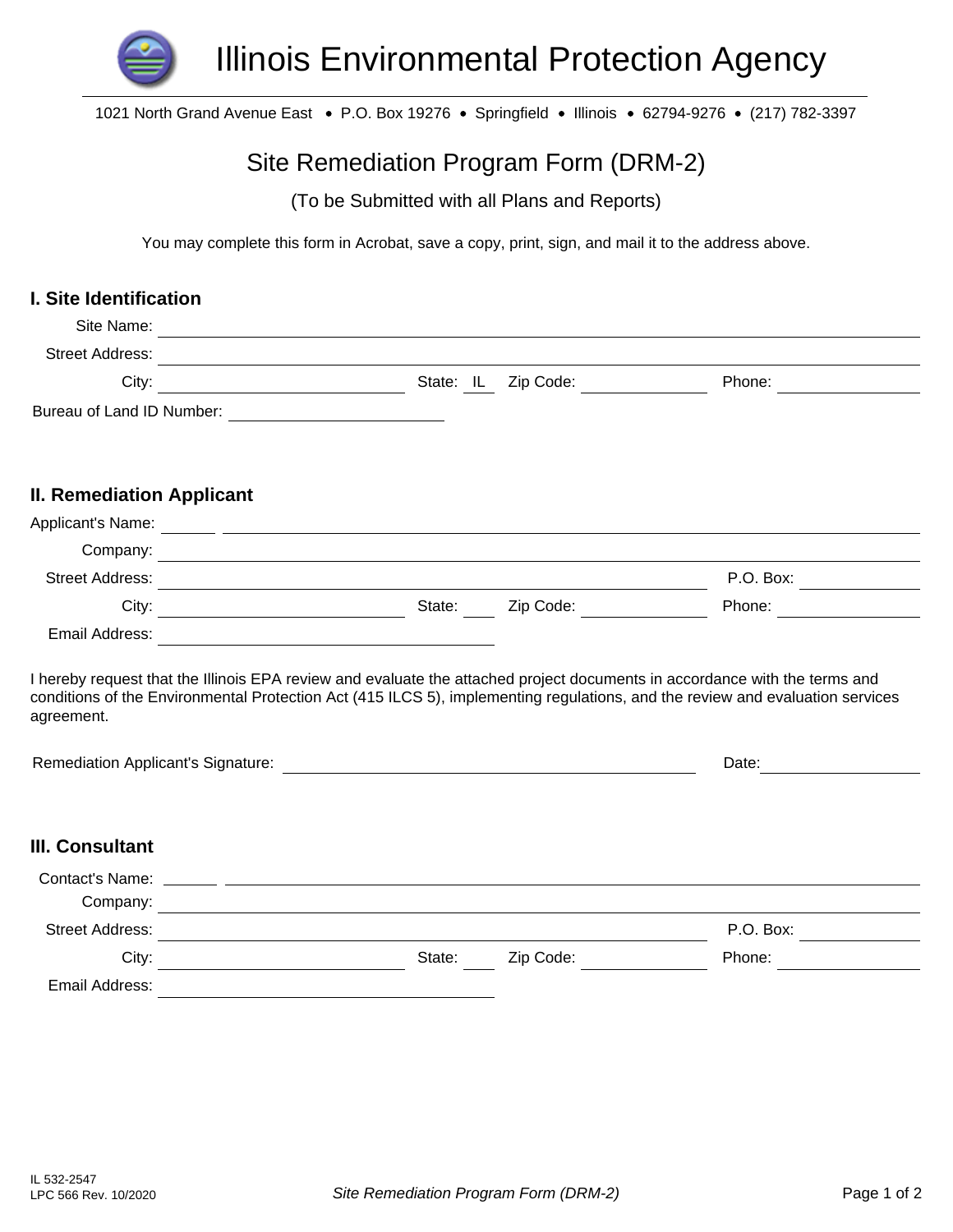# Illinois Environmental Protection Agency

1021 North Grand Avenue East • P.O. Box 19276 • Springfield • Illinois • 62794-9276 • (217) 782-3397

## Site Remediation Program Form (DRM-2)

(To be Submitted with all Plans and Reports)

You may complete this form in Acrobat, save a copy, print, sign, and mail it to the address above.

### I. Site Identification

Site Name: ____________________

Street Address: ____________________

City: ____________________ State: IL Zip Code: __________ Phone: __________

Bureau of Land ID Number: ____________________

### II. Remediation Applicant

Applicant's Name: ______ ____________________

Company: ____________________

Street Address: ____________________ P.O. Box: __________

City: ____________________ State: ____ Zip Code: __________ Phone: __________

Email Address: ____________________

I hereby request that the Illinois EPA review and evaluate the attached project documents in accordance with the terms and conditions of the Environmental Protection Act (415 ILCS 5), implementing regulations, and the review and evaluation services agreement.

Remediation Applicant's Signature: ____________________ Date: __________

### III. Consultant

Contact's Name: ______ ____________________

Company: ____________________

Street Address: ____________________ P.O. Box: __________

City: ____________________ State: ____ Zip Code: __________ Phone: __________

Email Address: ____________________

IL 532-2547
LPC 566 Rev. 10/2020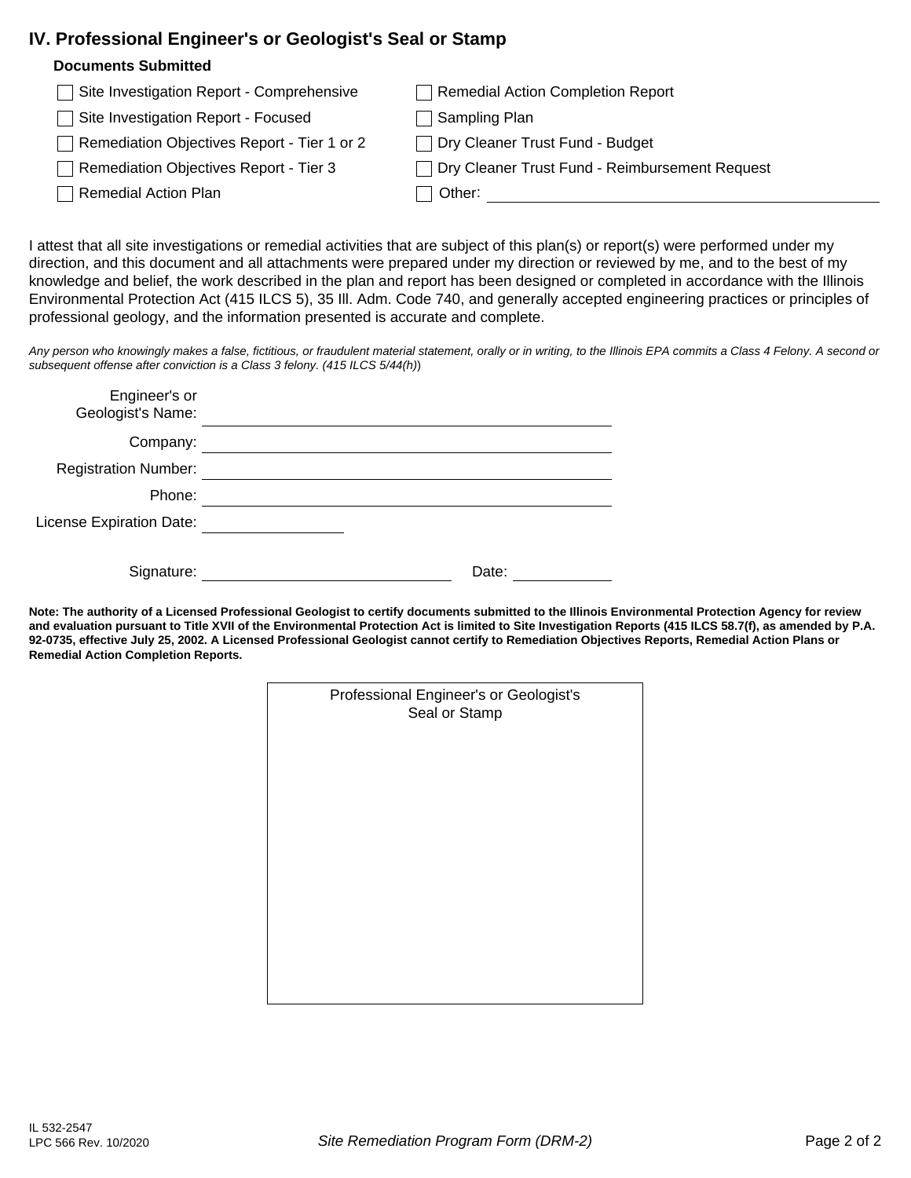## IV. Professional Engineer's or Geologist's Seal or Stamp

**Documents Submitted**

- ☐ Site Investigation Report - Comprehensive
- ☐ Site Investigation Report - Focused
- ☐ Remediation Objectives Report - Tier 1 or 2
- ☐ Remediation Objectives Report - Tier 3
- ☐ Remedial Action Plan
- ☐ Remedial Action Completion Report
- ☐ Sampling Plan
- ☐ Dry Cleaner Trust Fund - Budget
- ☐ Dry Cleaner Trust Fund - Reimbursement Request
- ☐ Other: ______________________________

I attest that all site investigations or remedial activities that are subject of this plan(s) or report(s) were performed under my direction, and this document and all attachments were prepared under my direction or reviewed by me, and to the best of my knowledge and belief, the work described in the plan and report has been designed or completed in accordance with the Illinois Environmental Protection Act (415 ILCS 5), 35 Ill. Adm. Code 740, and generally accepted engineering practices or principles of professional geology, and the information presented is accurate and complete.

*Any person who knowingly makes a false, fictitious, or fraudulent material statement, orally or in writing, to the Illinois EPA commits a Class 4 Felony. A second or subsequent offense after conviction is a Class 3 felony. (415 ILCS 5/44(h)*)

Engineer's or Geologist's Name: ______________________________

Company: ______________________________

Registration Number: ______________________________

Phone: ______________________________

License Expiration Date: ______________

Signature: ______________________ Date: ____________

**Note: The authority of a Licensed Professional Geologist to certify documents submitted to the Illinois Environmental Protection Agency for review and evaluation pursuant to Title XVII of the Environmental Protection Act is limited to Site Investigation Reports (415 ILCS 58.7(f), as amended by P.A. 92-0735, effective July 25, 2002. A Licensed Professional Geologist cannot certify to Remediation Objectives Reports, Remedial Action Plans or Remedial Action Completion Reports.**

Professional Engineer's or Geologist's Seal or Stamp

IL 532-2547
LPC 566 Rev. 10/2020

*Site Remediation Program Form (DRM-2)*